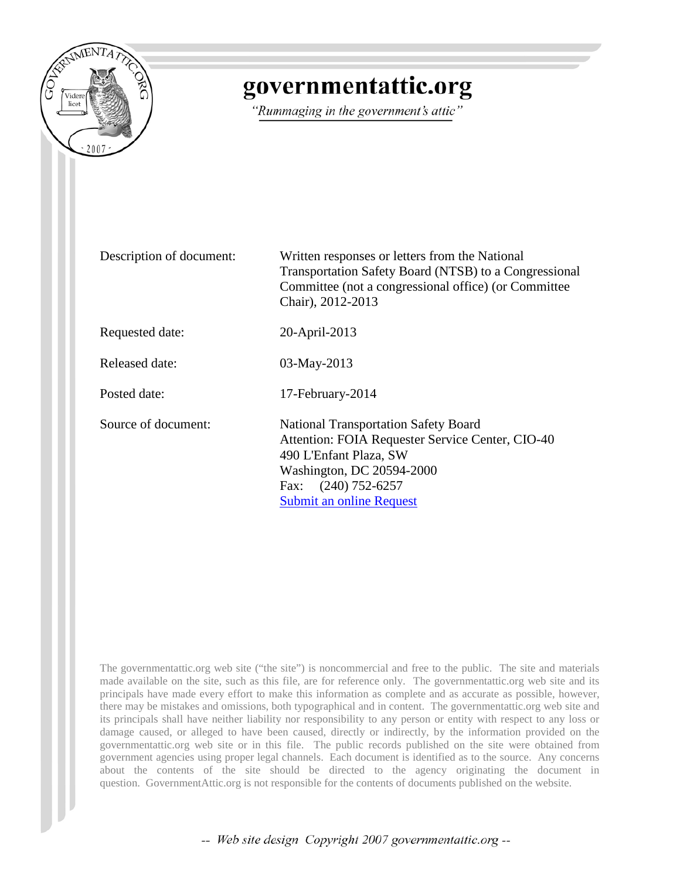# governmentattic.org

*"Rummaging in the government's attic"*

| | |
|---|---|
| Description of document: | Written responses or letters from the National Transportation Safety Board (NTSB) to a Congressional Committee (not a congressional office) (or Committee Chair), 2012-2013 |
| Requested date: | 20-April-2013 |
| Released date: | 03-May-2013 |
| Posted date: | 17-February-2014 |
| Source of document: | National Transportation Safety Board<br>Attention: FOIA Requester Service Center, CIO-40<br>490 L'Enfant Plaza, SW<br>Washington, DC 20594-2000<br>Fax: (240) 752-6257<br>[Submit an online Request] |

The governmentattic.org web site ("the site") is noncommercial and free to the public. The site and materials made available on the site, such as this file, are for reference only. The governmentattic.org web site and its principals have made every effort to make this information as complete and as accurate as possible, however, there may be mistakes and omissions, both typographical and in content. The governmentattic.org web site and its principals shall have neither liability nor responsibility to any person or entity with respect to any loss or damage caused, or alleged to have been caused, directly or indirectly, by the information provided on the governmentattic.org web site or in this file. The public records published on the site were obtained from government agencies using proper legal channels. Each document is identified as to the source. Any concerns about the contents of the site should be directed to the agency originating the document in question. GovernmentAttic.org is not responsible for the contents of documents published on the website.

*-- Web site design Copyright 2007 governmentattic.org --*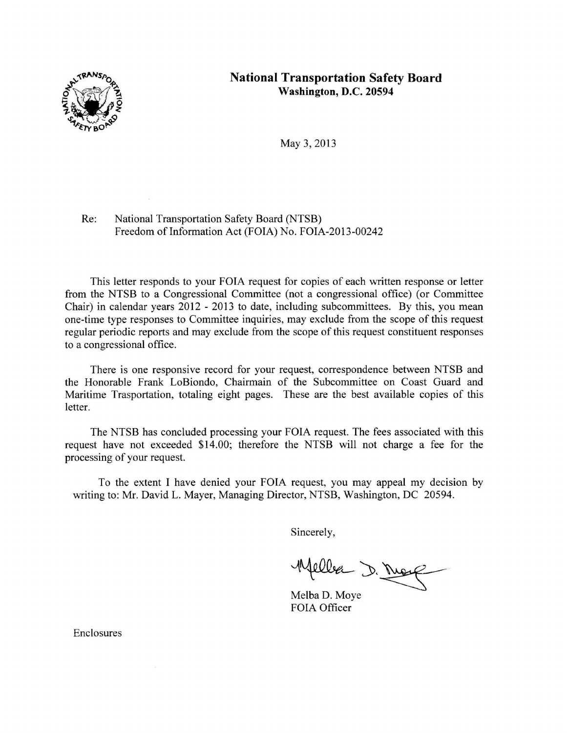**National Transportation Safety Board**
**Washington, D.C. 20594**

May 3, 2013

Re: National Transportation Safety Board (NTSB)
Freedom of Information Act (FOIA) No. FOIA-2013-00242

This letter responds to your FOIA request for copies of each written response or letter from the NTSB to a Congressional Committee (not a congressional office) (or Committee Chair) in calendar years 2012 - 2013 to date, including subcommittees. By this, you mean one-time type responses to Committee inquiries, may exclude from the scope of this request regular periodic reports and may exclude from the scope of this request constituent responses to a congressional office.

There is one responsive record for your request, correspondence between NTSB and the Honorable Frank LoBiondo, Chairmain of the Subcommittee on Coast Guard and Maritime Trasportation, totaling eight pages. These are the best available copies of this letter.

The NTSB has concluded processing your FOIA request. The fees associated with this request have not exceeded $14.00; therefore the NTSB will not charge a fee for the processing of your request.

To the extent I have denied your FOIA request, you may appeal my decision by writing to: Mr. David L. Mayer, Managing Director, NTSB, Washington, DC 20594.

Sincerely,

Melba D. Moye
FOIA Officer

Enclosures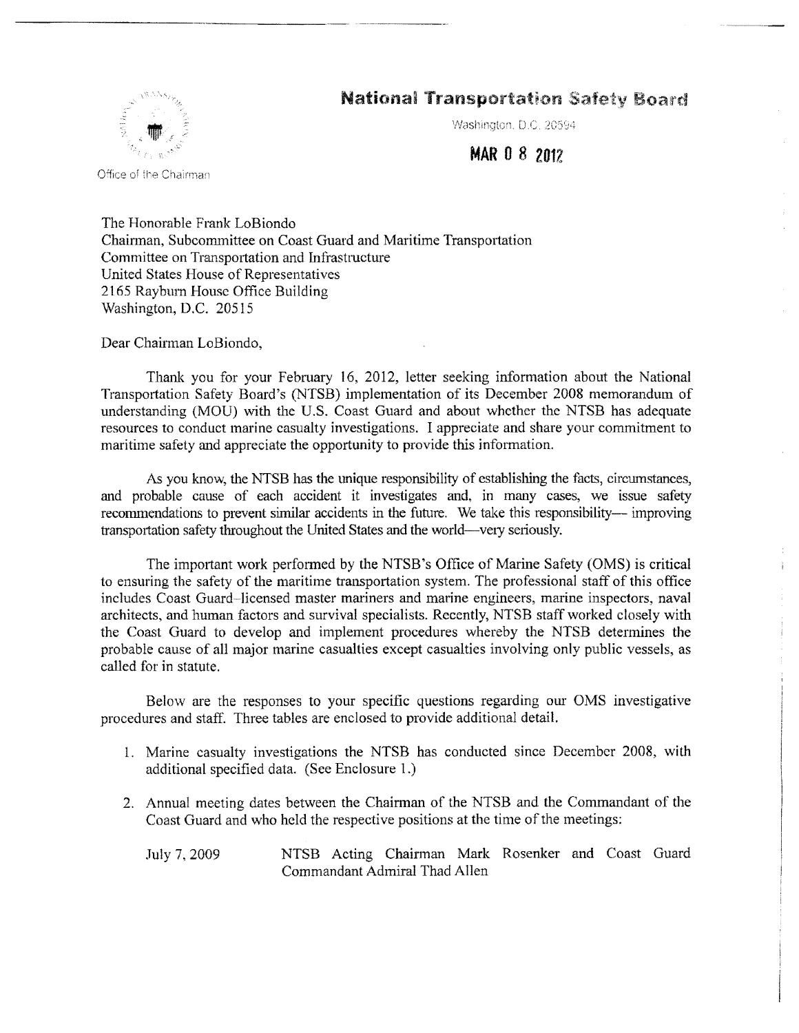# National Transportation Safety Board

Washington, D.C. 20594

**MAR 08 2012**

Office of the Chairman

The Honorable Frank LoBiondo
Chairman, Subcommittee on Coast Guard and Maritime Transportation
Committee on Transportation and Infrastructure
United States House of Representatives
2165 Rayburn House Office Building
Washington, D.C. 20515

Dear Chairman LoBiondo,

Thank you for your February 16, 2012, letter seeking information about the National Transportation Safety Board's (NTSB) implementation of its December 2008 memorandum of understanding (MOU) with the U.S. Coast Guard and about whether the NTSB has adequate resources to conduct marine casualty investigations. I appreciate and share your commitment to maritime safety and appreciate the opportunity to provide this information.

As you know, the NTSB has the unique responsibility of establishing the facts, circumstances, and probable cause of each accident it investigates and, in many cases, we issue safety recommendations to prevent similar accidents in the future. We take this responsibility— improving transportation safety throughout the United States and the world—very seriously.

The important work performed by the NTSB's Office of Marine Safety (OMS) is critical to ensuring the safety of the maritime transportation system. The professional staff of this office includes Coast Guard–licensed master mariners and marine engineers, marine inspectors, naval architects, and human factors and survival specialists. Recently, NTSB staff worked closely with the Coast Guard to develop and implement procedures whereby the NTSB determines the probable cause of all major marine casualties except casualties involving only public vessels, as called for in statute.

Below are the responses to your specific questions regarding our OMS investigative procedures and staff. Three tables are enclosed to provide additional detail.

1. Marine casualty investigations the NTSB has conducted since December 2008, with additional specified data. (See Enclosure 1.)

2. Annual meeting dates between the Chairman of the NTSB and the Commandant of the Coast Guard and who held the respective positions at the time of the meetings:

   July 7, 2009 — NTSB Acting Chairman Mark Rosenker and Coast Guard Commandant Admiral Thad Allen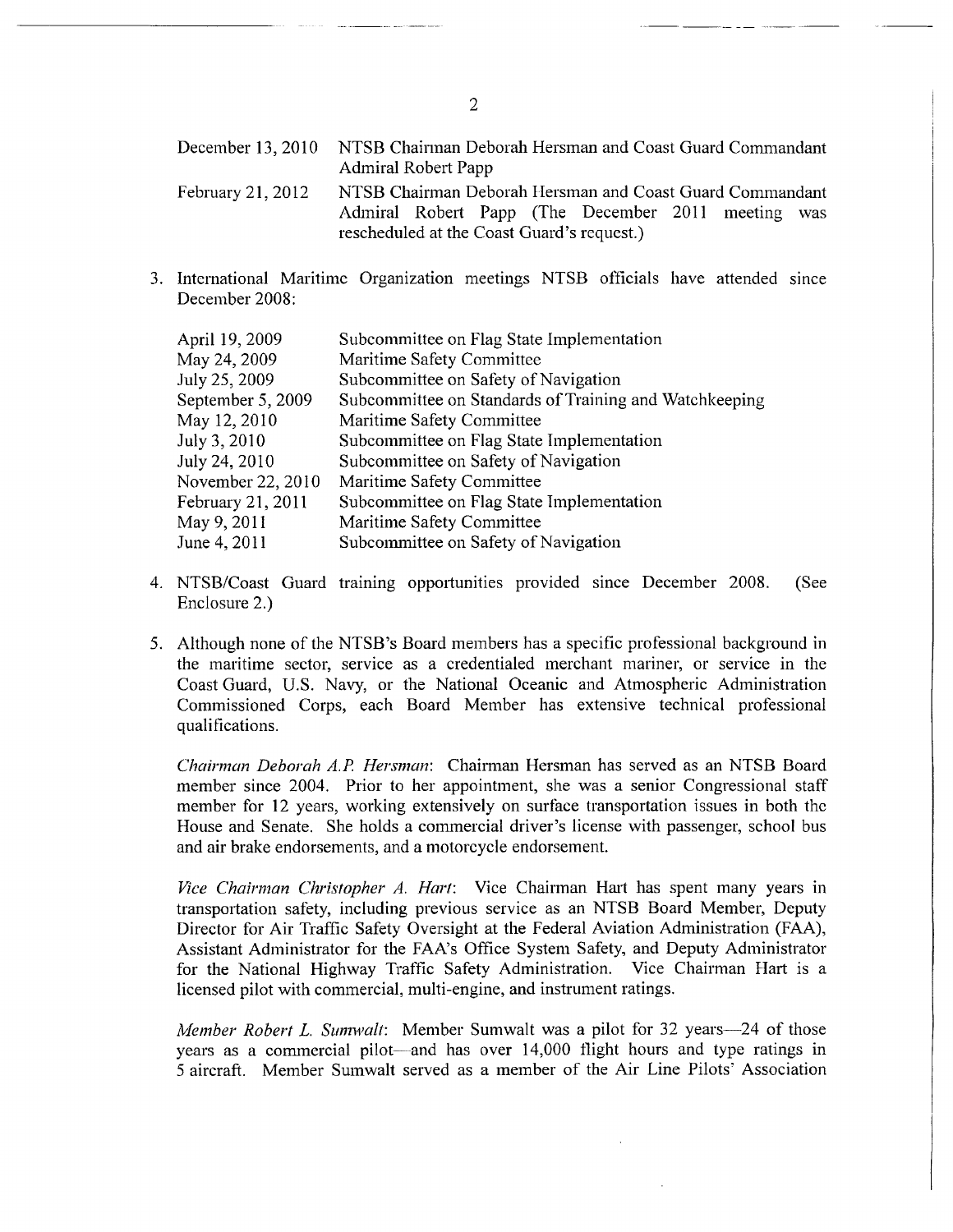| | |
|---|---|
| December 13, 2010 | NTSB Chairman Deborah Hersman and Coast Guard Commandant Admiral Robert Papp |
| February 21, 2012 | NTSB Chairman Deborah Hersman and Coast Guard Commandant Admiral Robert Papp (The December 2011 meeting was rescheduled at the Coast Guard's request.) |

3. International Maritime Organization meetings NTSB officials have attended since December 2008:

| | |
|---|---|
| April 19, 2009 | Subcommittee on Flag State Implementation |
| May 24, 2009 | Maritime Safety Committee |
| July 25, 2009 | Subcommittee on Safety of Navigation |
| September 5, 2009 | Subcommittee on Standards of Training and Watchkeeping |
| May 12, 2010 | Maritime Safety Committee |
| July 3, 2010 | Subcommittee on Flag State Implementation |
| July 24, 2010 | Subcommittee on Safety of Navigation |
| November 22, 2010 | Maritime Safety Committee |
| February 21, 2011 | Subcommittee on Flag State Implementation |
| May 9, 2011 | Maritime Safety Committee |
| June 4, 2011 | Subcommittee on Safety of Navigation |

4. NTSB/Coast Guard training opportunities provided since December 2008. (See Enclosure 2.)

5. Although none of the NTSB's Board members has a specific professional background in the maritime sector, service as a credentialed merchant mariner, or service in the Coast Guard, U.S. Navy, or the National Oceanic and Atmospheric Administration Commissioned Corps, each Board Member has extensive technical professional qualifications.

   *Chairman Deborah A.P. Hersman*: Chairman Hersman has served as an NTSB Board member since 2004. Prior to her appointment, she was a senior Congressional staff member for 12 years, working extensively on surface transportation issues in both the House and Senate. She holds a commercial driver's license with passenger, school bus and air brake endorsements, and a motorcycle endorsement.

   *Vice Chairman Christopher A. Hart*: Vice Chairman Hart has spent many years in transportation safety, including previous service as an NTSB Board Member, Deputy Director for Air Traffic Safety Oversight at the Federal Aviation Administration (FAA), Assistant Administrator for the FAA's Office System Safety, and Deputy Administrator for the National Highway Traffic Safety Administration. Vice Chairman Hart is a licensed pilot with commercial, multi-engine, and instrument ratings.

   *Member Robert L. Sumwalt*: Member Sumwalt was a pilot for 32 years—24 of those years as a commercial pilot—and has over 14,000 flight hours and type ratings in 5 aircraft. Member Sumwalt served as a member of the Air Line Pilots' Association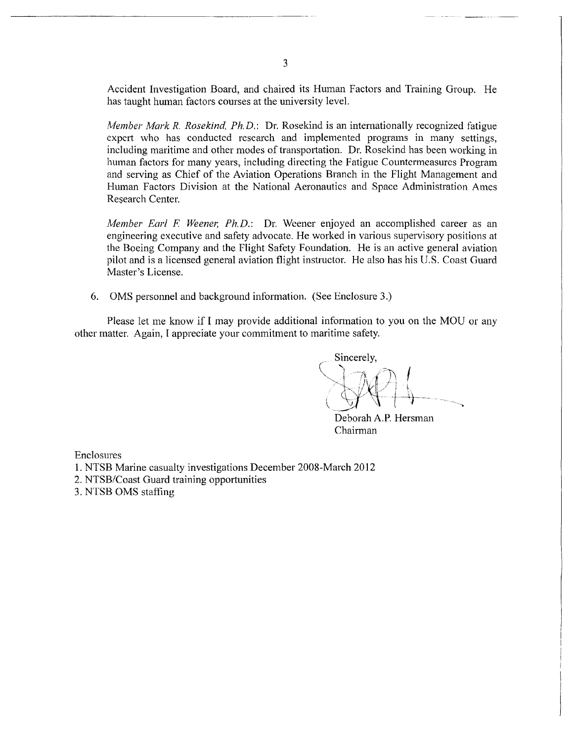Accident Investigation Board, and chaired its Human Factors and Training Group. He has taught human factors courses at the university level.

*Member Mark R. Rosekind, Ph.D.*: Dr. Rosekind is an internationally recognized fatigue expert who has conducted research and implemented programs in many settings, including maritime and other modes of transportation. Dr. Rosekind has been working in human factors for many years, including directing the Fatigue Countermeasures Program and serving as Chief of the Aviation Operations Branch in the Flight Management and Human Factors Division at the National Aeronautics and Space Administration Ames Research Center.

*Member Earl F. Weener, Ph.D.*: Dr. Weener enjoyed an accomplished career as an engineering executive and safety advocate. He worked in various supervisory positions at the Boeing Company and the Flight Safety Foundation. He is an active general aviation pilot and is a licensed general aviation flight instructor. He also has his U.S. Coast Guard Master's License.

6. OMS personnel and background information. (See Enclosure 3.)

Please let me know if I may provide additional information to you on the MOU or any other matter. Again, I appreciate your commitment to maritime safety.

Sincerely,

Deborah A.P. Hersman
Chairman

Enclosures

1. NTSB Marine casualty investigations December 2008-March 2012
2. NTSB/Coast Guard training opportunities
3. NTSB OMS staffing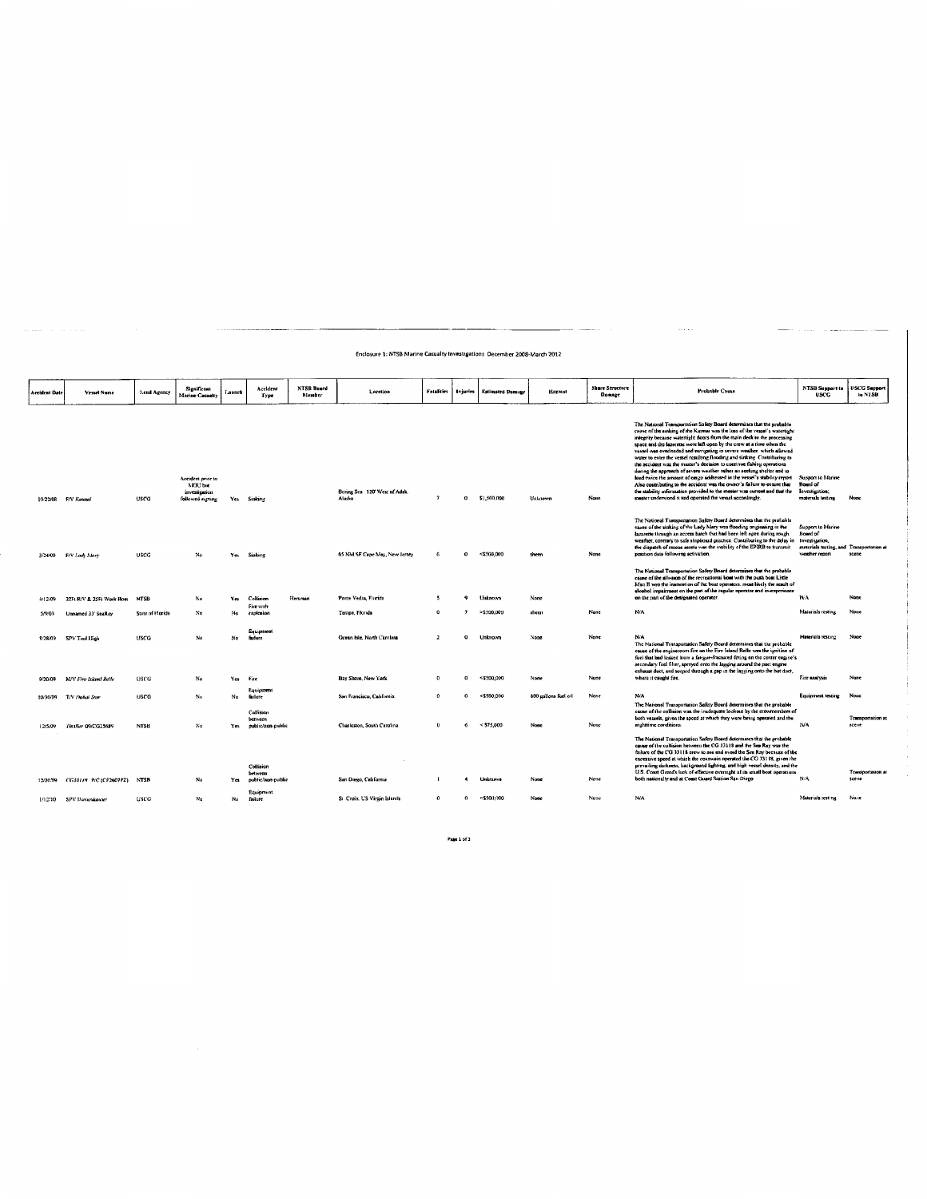Enclosure 1: NTSB Marine Casualty Investigations December 2008-March 2012

| Accident Date | Vessel Name | Lead Agency | Significant Marine Casualty | Launch | Accident Type | NTSB Board Member | Location | Fatalities | Injuries | Estimated Damage | Hazmat | Shore Structure Damage | Probable Cause | NTSB Support to USCG | USCG Support to NTSB |
|---|---|---|---|---|---|---|---|---|---|---|---|---|---|---|---|
| 10/25/08 | F/V *Katmai* | USCG | Accident prior to MOU but investigation followed signing | Yes | Sinking | | Bering Sea 120' West of Adak, Alaska | 7 | 0 | $1,500,000 | Unknown | None | The National Transportation Safety Board determines that the probable cause of the sinking of the Katmai was the loss of the vessel's watertight integrity because watertight doors from the main deck to the processing space and the lazarette were left open by the crew at a time when the vessel was overloaded and navigating in severe weather, which allowed water to enter the vessel resulting flooding and sinking. Contributing to the accident was the master's decision to continue fishing operations during the approach of severe weather rather than seeking shelter and to load twice the amount of cargo addressed in the vessel's stability report. Also contributing to the accident was the owner's failure to ensure that the stability information provided to the master was current and that the master understood it and operated the vessel accordingly. | Support to Marine Board of Investigation; materials testing | None |
| 3/24/09 | F/V *Lady Mary* | USCG | No | Yes | Sinking | | 65 NM SE Cape May, New Jersey | 6 | 0 | <$500,000 | sheen | None | The National Transportation Safety Board determines that the probable cause of the sinking of the Lady Mary was flooding originating in the lazarette through an access hatch that had been left open during rough weather, contrary to safe shipboard practice. Contributing to the delay in the dispatch of rescue assets was the inability of the EPIRB to transmit position data following activation. | Support to Marine Board of Investigation, materials testing, and weather report | Transportation at scene |
| 4/12/09 | 22Ft R/V & 25Ft Work Boat | NTSB | No | Yes | Collision | Hersman | Ponte Vedra, Florida | 5 | 9 | Unknown | None | | The National Transportation Safety Board determines that the probable cause of the allision of the recreational boat with the push boat Little Man II was the inattention of the boat operators, most likely the result of alcohol impairment on the part of the regular operator and inexperience on the part of the designated operator. | N/A | None |
| 5/9/09 | Unnamed 33' SeaRay | State of Florida | No | No | Fire with explosion | | Tampa, Florida | 0 | 7 | >$500,000 | sheen | None | N/A | Materials testing | None |
| 5/28/09 | SPV Tied High | USCG | No | No | Equipment failure | | Ocean Isle, North Carolina | 2 | 0 | Unknown | None | None | N/A | Materials testing | None |
| 9/20/09 | M/V *Fire Island Belle* | USCG | No | Yes | Fire | | Bay Shore, New York | 0 | 0 | <$500,000 | None | None | The National Transportation Safety Board determines that the probable cause of the engineroom fire on the Fire Island Belle was the ignition of fuel that had leaked from a fatigue-fractured fitting on the center engine's secondary fuel filter, sprayed onto the lagging around the port engine exhaust duct, and seeped through a gap in the lagging onto the hot duct, where it caught fire. | Fire analysis | None |
| 10/30/09 | T/V *Dubai Star* | USCG | No | No | Equipment failure | | San Francisco, California | 0 | 0 | <$500,000 | 800 gallons fuel oil | None | N/A | Equipment testing | None |
| 12/5/09 | *Heather* 09/CG25689 | NTSB | No | Yes | Collision between public/non-public | | Charleston, South Carolina | 0 | 6 | < $75,000 | None | None | The National Transportation Safety Board determines that the probable cause of the collision was the inadequate lookout by the crewmembers of both vessels, given the speed at which they were being operated and the nighttime conditions. | N/A | Transportation at scene |
| 12/20/09 | *CG33118* P/C (CF2607PZ) | NTSB | No | Yes | Collision between public/non-public | | San Diego, California | 1 | 4 | Unknown | None | None | The National Transportation Safety Board determines that the probable cause of the collision between the CG 33118 and the Sea Ray was the failure of the CG 33118 crew to see and avoid the Sea Ray because of the excessive speed at which the coxswain operated the CG 33118, given the prevailing darkness, background lighting, and high vessel density, and the U.S. Coast Guard's lack of effective oversight of its small boat operations both nationally and at Coast Guard Station San Diego. | N/A | Transportation at scene |
| 1/12/10 | SPV *Dauntless* | USCG | No | No | Equipment failure | | St. Croix, US Virgin Islands | 0 | 0 | <$500,000 | None | None | N/A | Materials testing | None |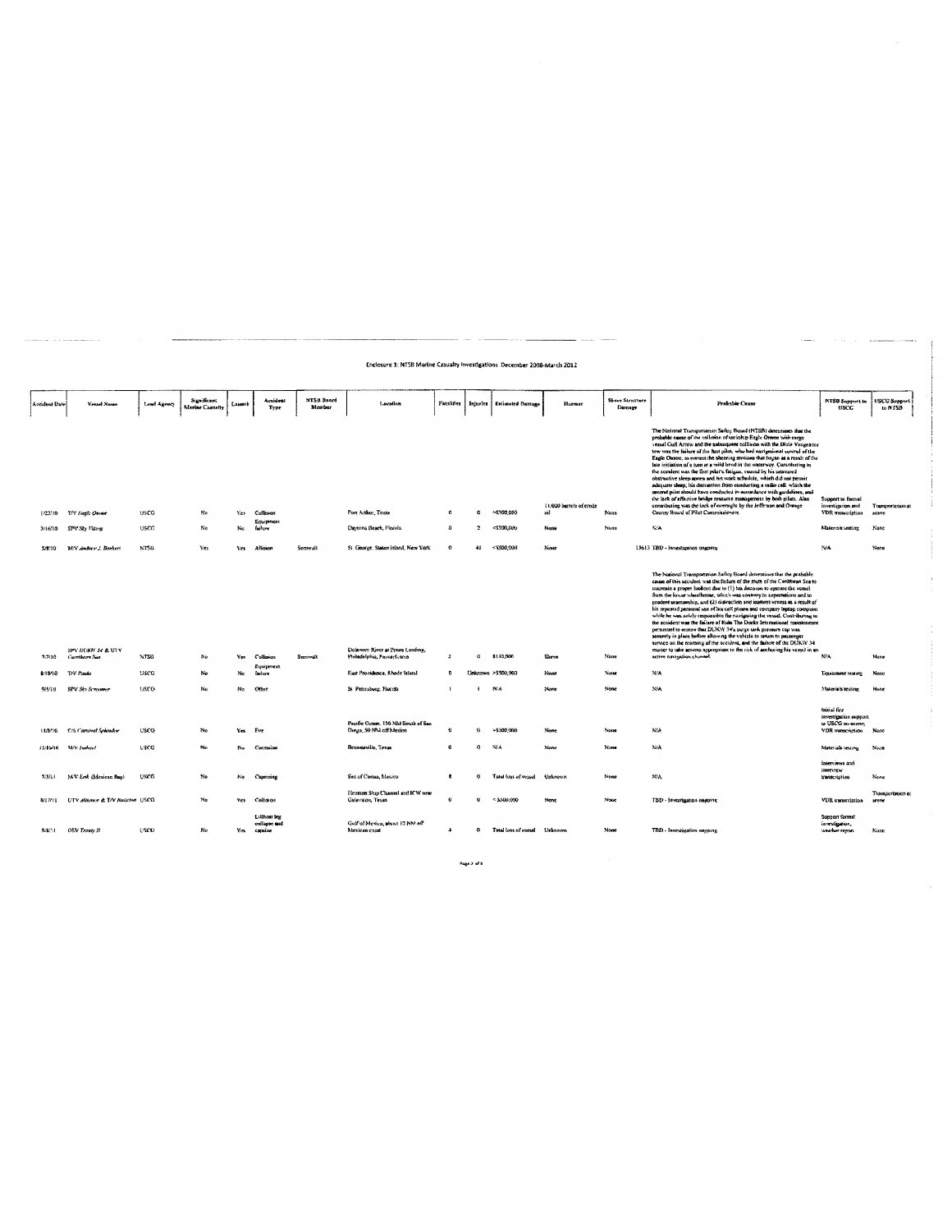Enclosure 1: NTSB Marine Casualty Investigations December 2008-March 2012

| Accident Date | Vessel Name | Lead Agency | Significant Marine Casualty | Launch | Accident Type | NTSB Board Member | Location | Fatalities | Injuries | Estimated Damage | Hazmat | Shore Structure Damage | Probable Cause | NTSB Support to USCG | USCG Support to NTSB |
|---|---|---|---|---|---|---|---|---|---|---|---|---|---|---|---|
| 1/23/10 | T/V *Eagle Otome* | USCG | No | Yes | Collision | | Port Arthur, Texas | 0 | 0 | >$500,000 | 11,000 barrels of crude oil | None | The National Transportation Safety Board (NTSB) determines that the probable cause of the collision of tankship Eagle Otome with cargo vessel Gull Arrow and the subsequent collision with the Dixie Vengeance tow was the failure of the first pilot, who had navigational control of the Eagle Otome, to correct the sheering motions that began as a result of the late initiation of a turn at a mild bend in the waterway. Contributing to the accident was the first pilot's fatigue, caused by his untreated obstructive sleep apnea and his work schedule, which did not permit adequate sleep; his distraction from conducting a radio call, which the second pilot should have conducted in accordance with guidelines; and the lack of effective bridge resource management by both pilots. Also contributing was the lack of oversight by the Jefferson and Orange County Board of Pilot Commissioners. | Support to formal investigation and VDR transcription | Transportation at scene |
| 3/16/10 | SPV *Sky Flying* | USCG | No | No | Equipment failure | | Daytona Beach, Florida | 0 | 2 | <$500,000 | None | None | N/A | Materials testing | None |
| 5/8/10 | M/V *Andrew J. Barberi* | NTSB | Yes | Yes | Allision | Sumwalt | St. George, Staten Island, New York | 0 | 41 | <$500,000 | None | | 13613 TBD - Investigation ongoing | N/A | None |
| 7/7/10 | SPV *DUKW 34* & UTV *Caribbean Sea* | NTSB | No | Yes | Collision | Sumwalt | Delaware River at Penns Landing, Philadelphia, Pennsylvania | 2 | 0 | $130,000 | Sheen | None | The National Transportation Safety Board determines that the probable cause of this accident was the failure of the mate of the Caribbean Sea to maintain a proper lookout due to (1) his decision to operate the vessel from the lower wheelhouse, which was contrary to expectations and to prudent seamanship, and (2) distraction and inattentiveness as a result of his repeated personal use of his cell phone and company laptop computer while he was solely responsible for navigating the vessel. Contributing to the accident was the failure of Ride The Ducks International maintenance personnel to ensure that DUKW 34's surge tank pressure cap was securely in place before allowing the vehicle to return to passenger service on the morning of the accident, and the failure of the DUKW 34 master to take actions appropriate to the risk of anchoring his vessel in an active navigation channel. | N/A | None |
| 8/18/10 | T/V *Paola* | USCG | No | No | Equipment failure | | East Providence, Rhode Island | 0 | Unknown | >$500,000 | None | None | N/A | Equipment testing | None |
| 9/5/10 | SPV *Sky Screamer* | USCG | No | No | Other | | St. Petersburg, Florida | 1 | 1 | N/A | None | None | N/A | Materials testing | None |
| 11/8/10 | C/S *Carnival Splendor* | USCG | No | Yes | Fire | | Pacific Ocean, 136 NM South of San Diego, 50 NM off Mexico | 0 | 0 | >$500,000 | None | None | N/A | Initial fire investigation support to USCG on-scene; VDR transcription | None |
| 11/16/10 | M/V *Isabel* | USCG | No | No | Corrosion | | Brownsville, Texas | 0 | 0 | N/A | None | None | N/A | Materials testing | None |
| 7/3/11 | M/V *Link* (Mexican flag) | USCG | No | No | Capsizing | | Sea of Cortez, Mexico | 8 | 0 | Total loss of vessel | Unknown | None | N/A | Interviews and interview transcription | None |
| 8/17/11 | UTV *Alliance* & T/V *Raditsa* | USCG | No | Yes | Collision | | Houston Ship Channel and ICW near Galveston, Texas | 0 | 0 | <$500,000 | None | None | TBD - Investigation ongoing | VDR transcription | Transportation at scene |
| 9/8/11 | OSV *Trinity II* | USCG | No | Yes | Liftboat leg collapse and capsize | | Gulf of Mexico, about 12 NM off Mexican coast | 4 | 0 | Total loss of vessel | Unknown | None | TBD - Investigation ongoing | Support formal investigation, weather report | None |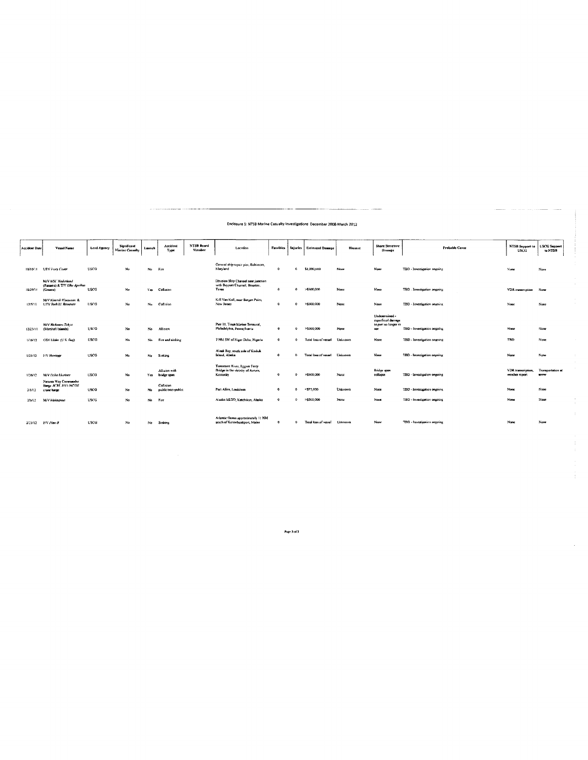Enclosure 1: NTSB Marine Casualty Investigations December 2008-March 2012

| Accident Date | Vessel Name | Lead Agency | Significant Marine Casualty | Launch | Accident Type | NTSB Board Member | Location | Fatalities | Injuries | Estimated Damage | Hazmat | Shore Structure Damage | Probable Cause | NTSB Support to USCG | USCG Support to NTSB |
|---|---|---|---|---|---|---|---|---|---|---|---|---|---|---|---|
| 10/10/11 | UTV *Ivory Coast* | USCG | No | No | Fire | | General ship repair pier, Baltimore, Maryland | 0 | 0 | $1,000,000 | None | None | TBD - Investigation ongoing | None | None |
| 10/29/11 | M/V *MSC Nederland* (Panama) & T/V *Elka Apollon* (Greece) | USCG | No | Yes | Collision | | Houston Ship Channel near junction with Bayport Channel, Houston, Texas | 0 | 0 | >$500,000 | None | None | TBD - Investigation ongoing | VDR transcription | None |
| 12/5/11 | M/V *Maersk Wisconsin* & UTV *Ruth M. Reinauer* | USCG | No | No | Collision | | Kill Van Kull, near Bergen Point, New Jersey | 0 | 0 | >$500,000 | None | None | TBD - Investigation ongoing | None | None |
| 12/23/11 | M/V *Rickmers Tokyo* (Marshall Islands) | USCG | No | No | Allision | | Pier 11, Tioga Marine Terminal, Philadelphia, Pennsylvania | 0 | 0 | >$500,000 | None | Undetermined - superficial damage to pier no longer in use | TBD - Investigation ongoing | None | None |
| 1/16/12 | OSV *Blake* (U.S. flag) | USCG | No | No | Fire and sinking | | 7 NM SW of Niger Delta, Nigeria | 0 | 0 | Total loss of vessel | Unknown | None | TBD - Investigation ongoing | TBD | None |
| 1/25/12 | F/V *Heritage* | USCG | No | No | Sinking | | Alitak Bay, south side of Kodiak Island, Alaska | 0 | 0 | Total loss of vessel | Unknown | None | TBD - Investigation ongoing | None | None |
| 1/26/12 | M/V *Delta Mariner* | USCG | No | Yes | Allision with bridge span | | Tennessee River, Eggner Ferry Bridge in the vicinity of Aurora, Kentucky | 0 | 0 | >$500,000 | None | Bridge span collapse | TBD - Investigation ongoing | VDR transcription, weather report | Transportation at scene |
| 2/1/12 | Natures Way Commander Barge ACBL 3111/ACOE crane barge | USCG | No | No | Collision public/non-public | | Port Allen, Louisiana | 0 | 0 | <$75,000 | Unknown | None | TBD - Investigation ongoing | None | None |
| 2/5/12 | M/V *Malaspina* | USCG | No | No | Fire | | Alaska SED&D, Ketchikan, Alaska | 0 | 0 | >$500,000 | None | None | TBD - Investigation ongoing | None | None |
| 2/21/12 | F/V *Plan-B* | USCG | No | No | Sinking | | Atlantic Ocean approximately 11 NM south of Kennebunkport, Maine | 0 | 0 | Total loss of vessel | Unknown | None | TBD - Investigation ongoing | None | None |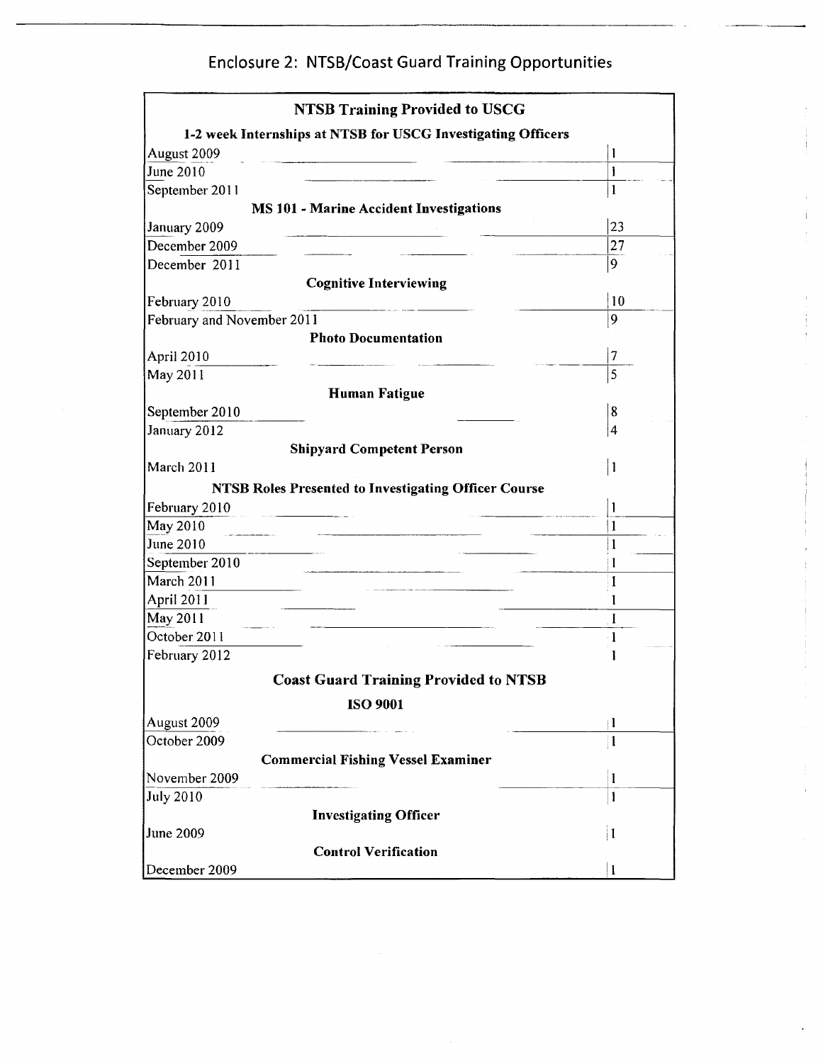# Enclosure 2: NTSB/Coast Guard Training Opportunities

| NTSB Training Provided to USCG | |
|---|---|
| **1-2 week Internships at NTSB for USCG Investigating Officers** | |
| August 2009 | 1 |
| June 2010 | 1 |
| September 2011 | 1 |
| **MS 101 - Marine Accident Investigations** | |
| January 2009 | 23 |
| December 2009 | 27 |
| December 2011 | 9 |
| **Cognitive Interviewing** | |
| February 2010 | 10 |
| February and November 2011 | 9 |
| **Photo Documentation** | |
| April 2010 | 7 |
| May 2011 | 5 |
| **Human Fatigue** | |
| September 2010 | 8 |
| January 2012 | 4 |
| **Shipyard Competent Person** | |
| March 2011 | 1 |
| **NTSB Roles Presented to Investigating Officer Course** | |
| February 2010 | 1 |
| May 2010 | 1 |
| June 2010 | 1 |
| September 2010 | 1 |
| March 2011 | 1 |
| April 2011 | 1 |
| May 2011 | 1 |
| October 2011 | 1 |
| February 2012 | 1 |
| **Coast Guard Training Provided to NTSB** | |
| **ISO 9001** | |
| August 2009 | 1 |
| October 2009 | 1 |
| **Commercial Fishing Vessel Examiner** | |
| November 2009 | 1 |
| July 2010 | 1 |
| **Investigating Officer** | |
| June 2009 | 1 |
| **Control Verification** | |
| December 2009 | 1 |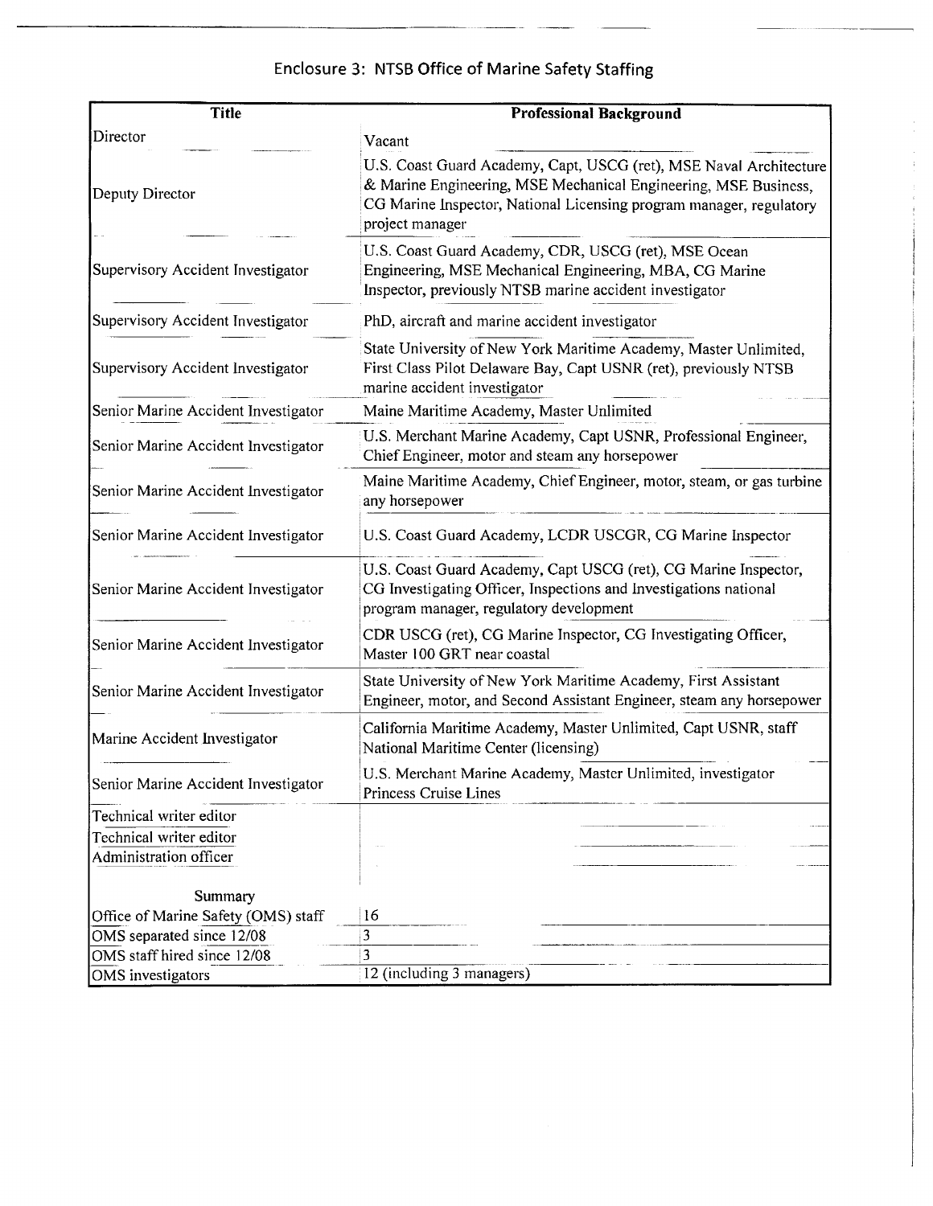# Enclosure 3: NTSB Office of Marine Safety Staffing

| Title | Professional Background |
|---|---|
| Director | Vacant |
| Deputy Director | U.S. Coast Guard Academy, Capt, USCG (ret), MSE Naval Architecture & Marine Engineering, MSE Mechanical Engineering, MSE Business, CG Marine Inspector, National Licensing program manager, regulatory project manager |
| Supervisory Accident Investigator | U.S. Coast Guard Academy, CDR, USCG (ret), MSE Ocean Engineering, MSE Mechanical Engineering, MBA, CG Marine Inspector, previously NTSB marine accident investigator |
| Supervisory Accident Investigator | PhD, aircraft and marine accident investigator |
| Supervisory Accident Investigator | State University of New York Maritime Academy, Master Unlimited, First Class Pilot Delaware Bay, Capt USNR (ret), previously NTSB marine accident investigator |
| Senior Marine Accident Investigator | Maine Maritime Academy, Master Unlimited |
| Senior Marine Accident Investigator | U.S. Merchant Marine Academy, Capt USNR, Professional Engineer, Chief Engineer, motor and steam any horsepower |
| Senior Marine Accident Investigator | Maine Maritime Academy, Chief Engineer, motor, steam, or gas turbine any horsepower |
| Senior Marine Accident Investigator | U.S. Coast Guard Academy, LCDR USCGR, CG Marine Inspector |
| Senior Marine Accident Investigator | U.S. Coast Guard Academy, Capt USCG (ret), CG Marine Inspector, CG Investigating Officer, Inspections and Investigations national program manager, regulatory development |
| Senior Marine Accident Investigator | CDR USCG (ret), CG Marine Inspector, CG Investigating Officer, Master 100 GRT near coastal |
| Senior Marine Accident Investigator | State University of New York Maritime Academy, First Assistant Engineer, motor, and Second Assistant Engineer, steam any horsepower |
| Marine Accident Investigator | California Maritime Academy, Master Unlimited, Capt USNR, staff National Maritime Center (licensing) |
| Senior Marine Accident Investigator | U.S. Merchant Marine Academy, Master Unlimited, investigator Princess Cruise Lines |
| Technical writer editor | |
| Technical writer editor | |
| Administration officer | |
| Summary | |
| Office of Marine Safety (OMS) staff | 16 |
| OMS separated since 12/08 | 3 |
| OMS staff hired since 12/08 | 3 |
| OMS investigators | 12 (including 3 managers) |